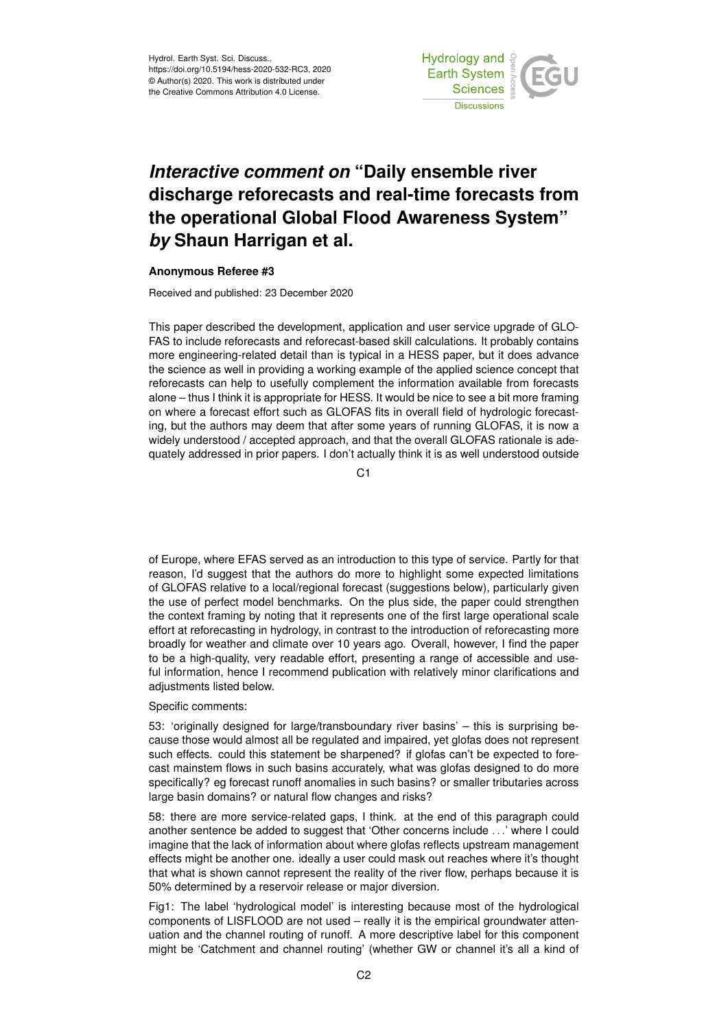# *Interactive comment on* "Daily ensemble river discharge reforecasts and real-time forecasts from the operational Global Flood Awareness System" *by* Shaun Harrigan et al.

**Anonymous Referee #3**

Received and published: 23 December 2020

This paper described the development, application and user service upgrade of GLOFAS to include reforecasts and reforecast-based skill calculations. It probably contains more engineering-related detail than is typical in a HESS paper, but it does advance the science as well in providing a working example of the applied science concept that reforecasts can help to usefully complement the information available from forecasts alone – thus I think it is appropriate for HESS. It would be nice to see a bit more framing on where a forecast effort such as GLOFAS fits in overall field of hydrologic forecasting, but the authors may deem that after some years of running GLOFAS, it is now a widely understood / accepted approach, and that the overall GLOFAS rationale is adequately addressed in prior papers. I don't actually think it is as well understood outside of Europe, where EFAS served as an introduction to this type of service. Partly for that reason, I'd suggest that the authors do more to highlight some expected limitations of GLOFAS relative to a local/regional forecast (suggestions below), particularly given the use of perfect model benchmarks. On the plus side, the paper could strengthen the context framing by noting that it represents one of the first large operational scale effort at reforecasting in hydrology, in contrast to the introduction of reforecasting more broadly for weather and climate over 10 years ago. Overall, however, I find the paper to be a high-quality, very readable effort, presenting a range of accessible and useful information, hence I recommend publication with relatively minor clarifications and adjustments listed below.

Specific comments:

53: 'originally designed for large/transboundary river basins' – this is surprising because those would almost all be regulated and impaired, yet glofas does not represent such effects. could this statement be sharpened? if glofas can't be expected to forecast mainstem flows in such basins accurately, what was glofas designed to do more specifically? eg forecast runoff anomalies in such basins? or smaller tributaries across large basin domains? or natural flow changes and risks?

58: there are more service-related gaps, I think. at the end of this paragraph could another sentence be added to suggest that 'Other concerns include ...' where I could imagine that the lack of information about where glofas reflects upstream management effects might be another one. ideally a user could mask out reaches where it's thought that what is shown cannot represent the reality of the river flow, perhaps because it is 50% determined by a reservoir release or major diversion.

Fig1: The label 'hydrological model' is interesting because most of the hydrological components of LISFLOOD are not used – really it is the empirical groundwater attenuation and the channel routing of runoff. A more descriptive label for this component might be 'Catchment and channel routing' (whether GW or channel it's all a kind of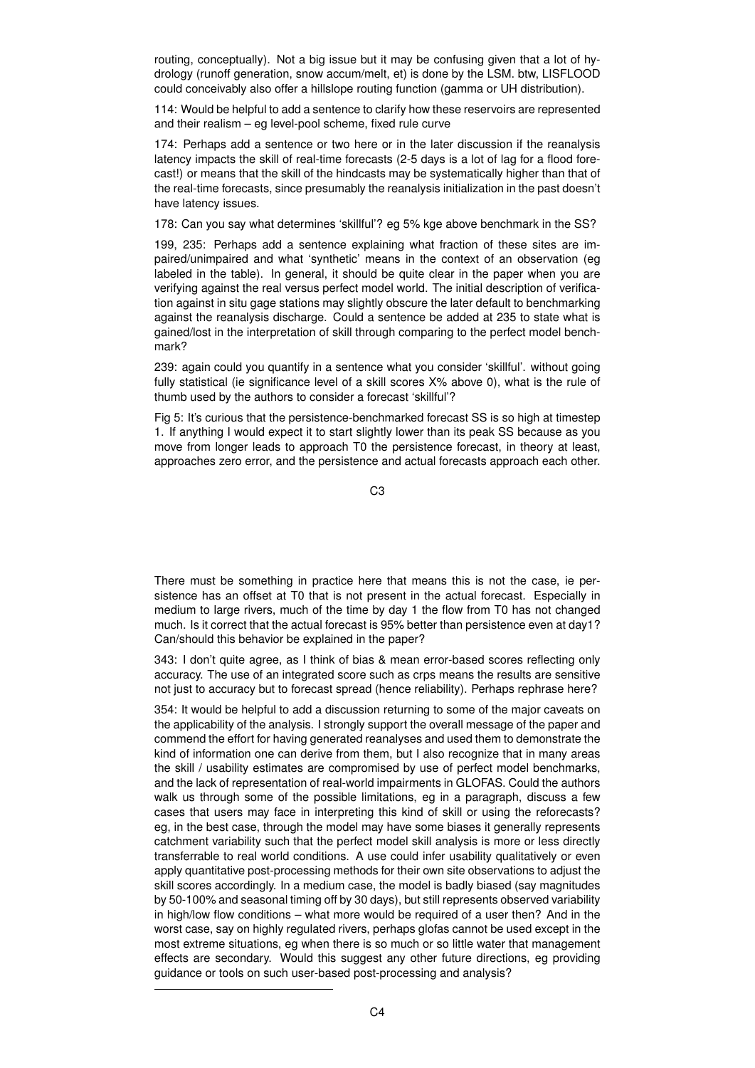routing, conceptually). Not a big issue but it may be confusing given that a lot of hydrology (runoff generation, snow accum/melt, et) is done by the LSM. btw, LISFLOOD could conceivably also offer a hillslope routing function (gamma or UH distribution).

114: Would be helpful to add a sentence to clarify how these reservoirs are represented and their realism – eg level-pool scheme, fixed rule curve

174: Perhaps add a sentence or two here or in the later discussion if the reanalysis latency impacts the skill of real-time forecasts (2-5 days is a lot of lag for a flood forecast!) or means that the skill of the hindcasts may be systematically higher than that of the real-time forecasts, since presumably the reanalysis initialization in the past doesn't have latency issues.

178: Can you say what determines 'skillful'? eg 5% kge above benchmark in the SS?

199, 235: Perhaps add a sentence explaining what fraction of these sites are impaired/unimpaired and what 'synthetic' means in the context of an observation (eg labeled in the table). In general, it should be quite clear in the paper when you are verifying against the real versus perfect model world. The initial description of verification against in situ gage stations may slightly obscure the later default to benchmarking against the reanalysis discharge. Could a sentence be added at 235 to state what is gained/lost in the interpretation of skill through comparing to the perfect model benchmark?

239: again could you quantify in a sentence what you consider 'skillful'. without going fully statistical (ie significance level of a skill scores X% above 0), what is the rule of thumb used by the authors to consider a forecast 'skillful'?

Fig 5: It's curious that the persistence-benchmarked forecast SS is so high at timestep 1. If anything I would expect it to start slightly lower than its peak SS because as you move from longer leads to approach T0 the persistence forecast, in theory at least, approaches zero error, and the persistence and actual forecasts approach each other.

There must be something in practice here that means this is not the case, ie persistence has an offset at T0 that is not present in the actual forecast. Especially in medium to large rivers, much of the time by day 1 the flow from T0 has not changed much. Is it correct that the actual forecast is 95% better than persistence even at day1? Can/should this behavior be explained in the paper?

343: I don't quite agree, as I think of bias & mean error-based scores reflecting only accuracy. The use of an integrated score such as crps means the results are sensitive not just to accuracy but to forecast spread (hence reliability). Perhaps rephrase here?

354: It would be helpful to add a discussion returning to some of the major caveats on the applicability of the analysis. I strongly support the overall message of the paper and commend the effort for having generated reanalyses and used them to demonstrate the kind of information one can derive from them, but I also recognize that in many areas the skill / usability estimates are compromised by use of perfect model benchmarks, and the lack of representation of real-world impairments in GLOFAS. Could the authors walk us through some of the possible limitations, eg in a paragraph, discuss a few cases that users may face in interpreting this kind of skill or using the reforecasts? eg, in the best case, through the model may have some biases it generally represents catchment variability such that the perfect model skill analysis is more or less directly transferrable to real world conditions. A use could infer usability qualitatively or even apply quantitative post-processing methods for their own site observations to adjust the skill scores accordingly. In a medium case, the model is badly biased (say magnitudes by 50-100% and seasonal timing off by 30 days), but still represents observed variability in high/low flow conditions – what more would be required of a user then? And in the worst case, say on highly regulated rivers, perhaps glofas cannot be used except in the most extreme situations, eg when there is so much or so little water that management effects are secondary. Would this suggest any other future directions, eg providing guidance or tools on such user-based post-processing and analysis?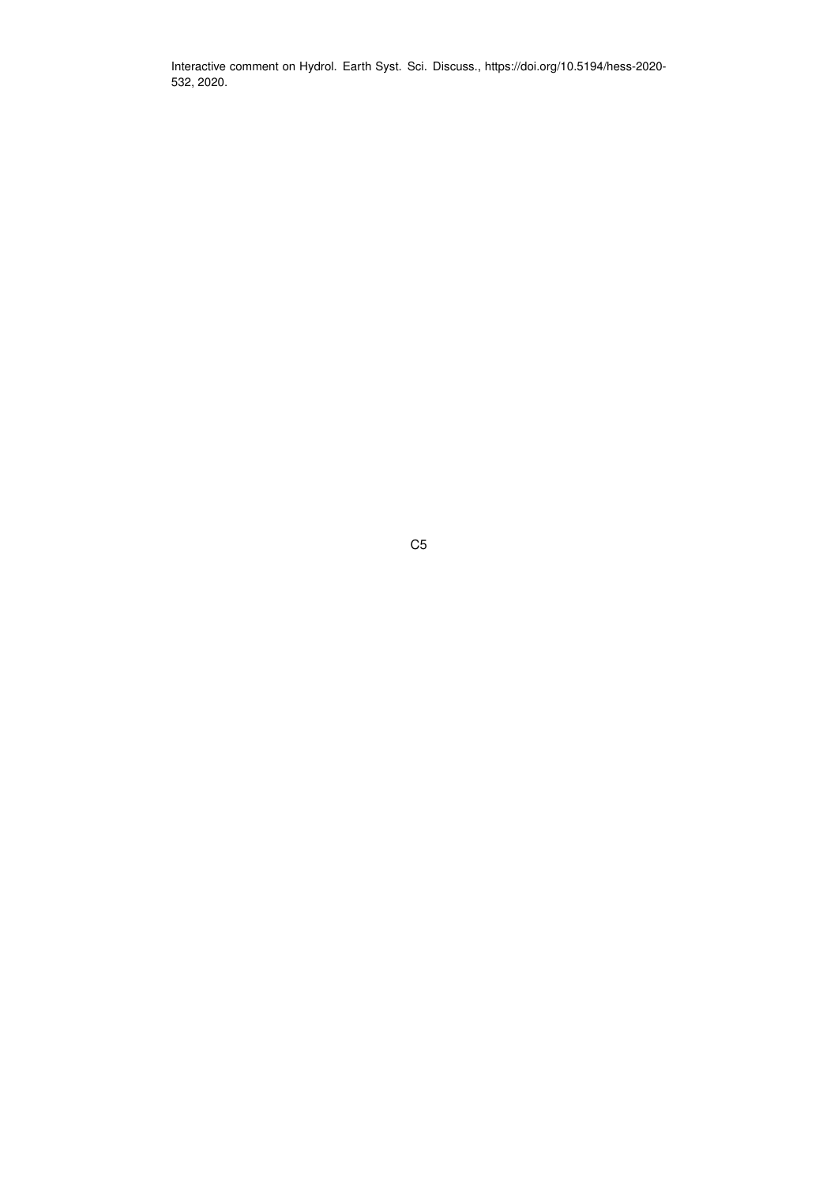Interactive comment on Hydrol. Earth Syst. Sci. Discuss., https://doi.org/10.5194/hess-2020-532, 2020.